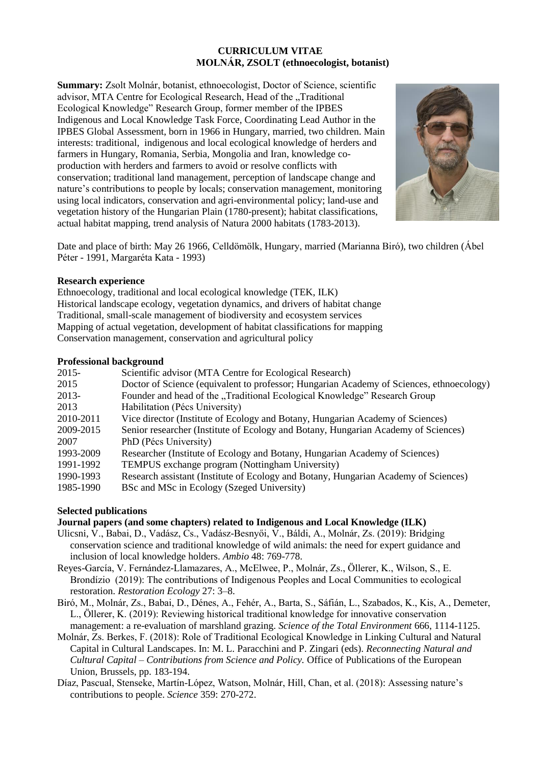# CURRICULUM VITAE
## MOLNÁR, ZSOLT (ethnoecologist, botanist)

**Summary:** Zsolt Molnár, botanist, ethnoecologist, Doctor of Science, scientific advisor, MTA Centre for Ecological Research, Head of the „Traditional Ecological Knowledge" Research Group, former member of the IPBES Indigenous and Local Knowledge Task Force, Coordinating Lead Author in the IPBES Global Assessment, born in 1966 in Hungary, married, two children. Main interests: traditional, indigenous and local ecological knowledge of herders and farmers in Hungary, Romania, Serbia, Mongolia and Iran, knowledge co-production with herders and farmers to avoid or resolve conflicts with conservation; traditional land management, perception of landscape change and nature's contributions to people by locals; conservation management, monitoring using local indicators, conservation and agri-environmental policy; land-use and vegetation history of the Hungarian Plain (1780-present); habitat classifications, actual habitat mapping, trend analysis of Natura 2000 habitats (1783-2013).

Date and place of birth: May 26 1966, Celldömölk, Hungary, married (Marianna Biró), two children (Ábel Péter - 1991, Margaréta Kata - 1993)

### Research experience

Ethnoecology, traditional and local ecological knowledge (TEK, ILK)
Historical landscape ecology, vegetation dynamics, and drivers of habitat change
Traditional, small-scale management of biodiversity and ecosystem services
Mapping of actual vegetation, development of habitat classifications for mapping
Conservation management, conservation and agricultural policy

### Professional background

| | |
|---|---|
| 2015- | Scientific advisor (MTA Centre for Ecological Research) |
| 2015 | Doctor of Science (equivalent to professor; Hungarian Academy of Sciences, ethnoecology) |
| 2013- | Founder and head of the „Traditional Ecological Knowledge" Research Group |
| 2013 | Habilitation (Pécs University) |
| 2010-2011 | Vice director (Institute of Ecology and Botany, Hungarian Academy of Sciences) |
| 2009-2015 | Senior researcher (Institute of Ecology and Botany, Hungarian Academy of Sciences) |
| 2007 | PhD (Pécs University) |
| 1993-2009 | Researcher (Institute of Ecology and Botany, Hungarian Academy of Sciences) |
| 1991-1992 | TEMPUS exchange program (Nottingham University) |
| 1990-1993 | Research assistant (Institute of Ecology and Botany, Hungarian Academy of Sciences) |
| 1985-1990 | BSc and MSc in Ecology (Szeged University) |

### Selected publications

#### Journal papers (and some chapters) related to Indigenous and Local Knowledge (ILK)

Ulicsni, V., Babai, D., Vadász, Cs., Vadász-Besnyői, V., Báldi, A., Molnár, Zs. (2019): Bridging conservation science and traditional knowledge of wild animals: the need for expert guidance and inclusion of local knowledge holders. *Ambio* 48: 769-778.

Reyes-García, V. Fernández-Llamazares, A., McElwee, P., Molnár, Zs., Öllerer, K., Wilson, S., E. Brondízio (2019): The contributions of Indigenous Peoples and Local Communities to ecological restoration. *Restoration Ecology* 27: 3–8.

Biró, M., Molnár, Zs., Babai, D., Dénes, A., Fehér, A., Barta, S., Sáfián, L., Szabados, K., Kis, A., Demeter, L., Öllerer, K. (2019): Reviewing historical traditional knowledge for innovative conservation management: a re-evaluation of marshland grazing. *Science of the Total Environment* 666, 1114-1125.

Molnár, Zs. Berkes, F. (2018): Role of Traditional Ecological Knowledge in Linking Cultural and Natural Capital in Cultural Landscapes. In: M. L. Paracchini and P. Zingari (eds). *Reconnecting Natural and Cultural Capital – Contributions from Science and Policy.* Office of Publications of the European Union, Brussels, pp. 183-194.

Díaz, Pascual, Stenseke, Martín-López, Watson, Molnár, Hill, Chan, et al. (2018): Assessing nature's contributions to people. *Science* 359: 270-272.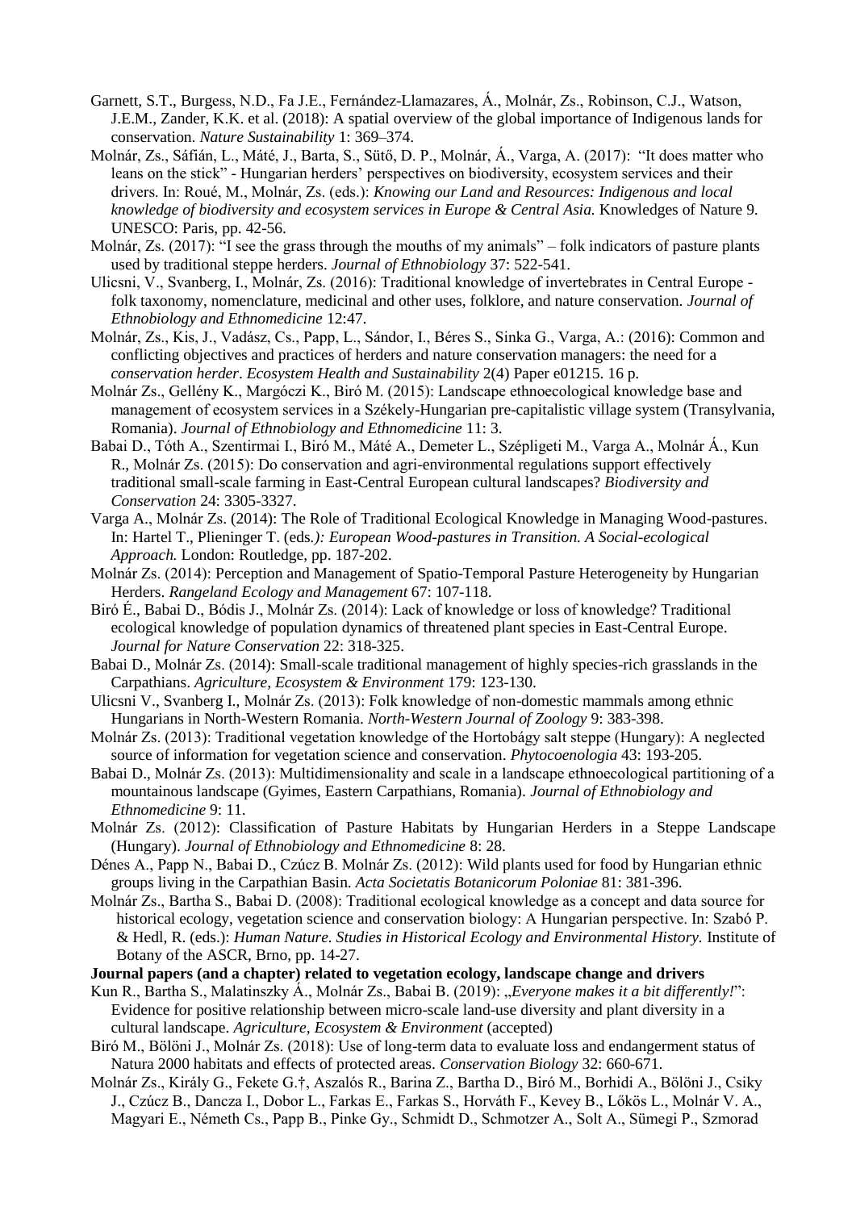Garnett, S.T., Burgess, N.D., Fa J.E., Fernández-Llamazares, Á., Molnár, Zs., Robinson, C.J., Watson, J.E.M., Zander, K.K. et al. (2018): A spatial overview of the global importance of Indigenous lands for conservation. *Nature Sustainability* 1: 369–374.

Molnár, Zs., Sáfián, L., Máté, J., Barta, S., Sütő, D. P., Molnár, Á., Varga, A. (2017): "It does matter who leans on the stick" - Hungarian herders' perspectives on biodiversity, ecosystem services and their drivers. In: Roué, M., Molnár, Zs. (eds.): *Knowing our Land and Resources: Indigenous and local knowledge of biodiversity and ecosystem services in Europe & Central Asia.* Knowledges of Nature 9. UNESCO: Paris, pp. 42-56.

Molnár, Zs. (2017): "I see the grass through the mouths of my animals" – folk indicators of pasture plants used by traditional steppe herders. *Journal of Ethnobiology* 37: 522-541.

Ulicsni, V., Svanberg, I., Molnár, Zs. (2016): Traditional knowledge of invertebrates in Central Europe - folk taxonomy, nomenclature, medicinal and other uses, folklore, and nature conservation. *Journal of Ethnobiology and Ethnomedicine* 12:47.

Molnár, Zs., Kis, J., Vadász, Cs., Papp, L., Sándor, I., Béres S., Sinka G., Varga, A.: (2016): Common and conflicting objectives and practices of herders and nature conservation managers: the need for a *conservation herder*. *Ecosystem Health and Sustainability* 2(4) Paper e01215. 16 p.

Molnár Zs., Gellény K., Margóczi K., Biró M. (2015): Landscape ethnoecological knowledge base and management of ecosystem services in a Székely-Hungarian pre-capitalistic village system (Transylvania, Romania). *Journal of Ethnobiology and Ethnomedicine* 11: 3.

Babai D., Tóth A., Szentirmai I., Biró M., Máté A., Demeter L., Szépligeti M., Varga A., Molnár Á., Kun R., Molnár Zs. (2015): Do conservation and agri-environmental regulations support effectively traditional small-scale farming in East-Central European cultural landscapes? *Biodiversity and Conservation* 24: 3305-3327.

Varga A., Molnár Zs. (2014): The Role of Traditional Ecological Knowledge in Managing Wood-pastures. In: Hartel T., Plieninger T. (eds*.): European Wood-pastures in Transition. A Social-ecological Approach.* London: Routledge, pp. 187-202.

Molnár Zs. (2014): Perception and Management of Spatio-Temporal Pasture Heterogeneity by Hungarian Herders. *Rangeland Ecology and Management* 67: 107-118.

Biró É., Babai D., Bódis J., Molnár Zs. (2014): Lack of knowledge or loss of knowledge? Traditional ecological knowledge of population dynamics of threatened plant species in East-Central Europe. *Journal for Nature Conservation* 22: 318-325.

Babai D., Molnár Zs. (2014): Small-scale traditional management of highly species-rich grasslands in the Carpathians. *Agriculture, Ecosystem & Environment* 179: 123-130.

Ulicsni V., Svanberg I., Molnár Zs. (2013): Folk knowledge of non-domestic mammals among ethnic Hungarians in North-Western Romania. *North-Western Journal of Zoology* 9: 383-398.

Molnár Zs. (2013): Traditional vegetation knowledge of the Hortobágy salt steppe (Hungary): A neglected source of information for vegetation science and conservation. *Phytocoenologia* 43: 193-205.

Babai D., Molnár Zs. (2013): Multidimensionality and scale in a landscape ethnoecological partitioning of a mountainous landscape (Gyimes, Eastern Carpathians, Romania). *Journal of Ethnobiology and Ethnomedicine* 9: 11.

Molnár Zs. (2012): Classification of Pasture Habitats by Hungarian Herders in a Steppe Landscape (Hungary). *Journal of Ethnobiology and Ethnomedicine* 8: 28.

Dénes A., Papp N., Babai D., Czúcz B. Molnár Zs. (2012): Wild plants used for food by Hungarian ethnic groups living in the Carpathian Basin. *Acta Societatis Botanicorum Poloniae* 81: 381-396.

Molnár Zs., Bartha S., Babai D. (2008): Traditional ecological knowledge as a concept and data source for historical ecology, vegetation science and conservation biology: A Hungarian perspective. In: Szabó P. & Hedl, R. (eds.): *Human Nature. Studies in Historical Ecology and Environmental History.* Institute of Botany of the ASCR, Brno, pp. 14-27.

**Journal papers (and a chapter) related to vegetation ecology, landscape change and drivers**

Kun R., Bartha S., Malatinszky Á., Molnár Zs., Babai B. (2019): „*Everyone makes it a bit differently!*": Evidence for positive relationship between micro-scale land-use diversity and plant diversity in a cultural landscape. *Agriculture, Ecosystem & Environment* (accepted)

Biró M., Bölöni J., Molnár Zs. (2018): Use of long-term data to evaluate loss and endangerment status of Natura 2000 habitats and effects of protected areas. *Conservation Biology* 32: 660-671.

Molnár Zs., Király G., Fekete G.†, Aszalós R., Barina Z., Bartha D., Biró M., Borhidi A., Bölöni J., Csiky J., Czúcz B., Dancza I., Dobor L., Farkas E., Farkas S., Horváth F., Kevey B., Lőkös L., Molnár V. A., Magyari E., Németh Cs., Papp B., Pinke Gy., Schmidt D., Schmotzer A., Solt A., Sümegi P., Szmorad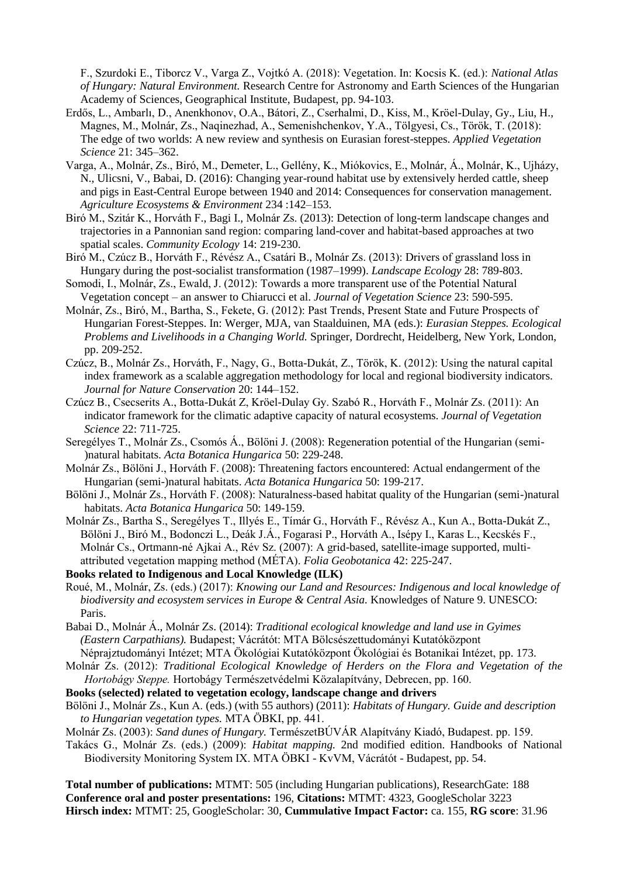F., Szurdoki E., Tiborcz V., Varga Z., Vojtkó A. (2018): Vegetation. In: Kocsis K. (ed.): *National Atlas of Hungary: Natural Environment.* Research Centre for Astronomy and Earth Sciences of the Hungarian Academy of Sciences, Geographical Institute, Budapest, pp. 94-103.

Erdős, L., Ambarlı, D., Anenkhonov, O.A., Bátori, Z., Cserhalmi, D., Kiss, M., Kröel-Dulay, Gy., Liu, H., Magnes, M., Molnár, Zs., Naqinezhad, A., Semenishchenkov, Y.A., Tölgyesi, Cs., Török, T. (2018): The edge of two worlds: A new review and synthesis on Eurasian forest-steppes. *Applied Vegetation Science* 21: 345–362.

Varga, A., Molnár, Zs., Biró, M., Demeter, L., Gellény, K., Miókovics, E., Molnár, Á., Molnár, K., Ujházy, N., Ulicsni, V., Babai, D. (2016): Changing year-round habitat use by extensively herded cattle, sheep and pigs in East-Central Europe between 1940 and 2014: Consequences for conservation management. *Agriculture Ecosystems & Environment* 234 :142–153.

Biró M., Szitár K., Horváth F., Bagi I., Molnár Zs. (2013): Detection of long-term landscape changes and trajectories in a Pannonian sand region: comparing land-cover and habitat-based approaches at two spatial scales. *Community Ecology* 14: 219-230.

Biró M., Czúcz B., Horváth F., Révész A., Csatári B., Molnár Zs. (2013): Drivers of grassland loss in Hungary during the post-socialist transformation (1987–1999). *Landscape Ecology* 28: 789-803.

Somodi, I., Molnár, Zs., Ewald, J. (2012): Towards a more transparent use of the Potential Natural Vegetation concept – an answer to Chiarucci et al. *Journal of Vegetation Science* 23: 590-595.

Molnár, Zs., Biró, M., Bartha, S., Fekete, G. (2012): Past Trends, Present State and Future Prospects of Hungarian Forest-Steppes. In: Werger, MJA, van Staalduinen, MA (eds.): *Eurasian Steppes. Ecological Problems and Livelihoods in a Changing World.* Springer, Dordrecht, Heidelberg, New York, London, pp. 209-252.

Czúcz, B., Molnár Zs., Horváth, F., Nagy, G., Botta-Dukát, Z., Török, K. (2012): Using the natural capital index framework as a scalable aggregation methodology for local and regional biodiversity indicators. *Journal for Nature Conservation* 20: 144–152.

Czúcz B., Csecserits A., Botta-Dukát Z, Kröel-Dulay Gy. Szabó R., Horváth F., Molnár Zs. (2011): An indicator framework for the climatic adaptive capacity of natural ecosystems. *Journal of Vegetation Science* 22: 711-725.

Seregélyes T., Molnár Zs., Csomós Á., Bölöni J. (2008): Regeneration potential of the Hungarian (semi-)natural habitats. *Acta Botanica Hungarica* 50: 229-248.

Molnár Zs., Bölöni J., Horváth F. (2008): Threatening factors encountered: Actual endangerment of the Hungarian (semi-)natural habitats. *Acta Botanica Hungarica* 50: 199-217.

Bölöni J., Molnár Zs., Horváth F. (2008): Naturalness-based habitat quality of the Hungarian (semi-)natural habitats. *Acta Botanica Hungarica* 50: 149-159.

Molnár Zs., Bartha S., Seregélyes T., Illyés E., Tímár G., Horváth F., Révész A., Kun A., Botta-Dukát Z., Bölöni J., Biró M., Bodonczi L., Deák J.Á., Fogarasi P., Horváth A., Isépy I., Karas L., Kecskés F., Molnár Cs., Ortmann-né Ajkai A., Rév Sz. (2007): A grid-based, satellite-image supported, multi-attributed vegetation mapping method (MÉTA). *Folia Geobotanica* 42: 225-247.

**Books related to Indigenous and Local Knowledge (ILK)**

Roué, M., Molnár, Zs. (eds.) (2017): *Knowing our Land and Resources: Indigenous and local knowledge of biodiversity and ecosystem services in Europe & Central Asia.* Knowledges of Nature 9. UNESCO: Paris.

Babai D., Molnár Á., Molnár Zs. (2014): *Traditional ecological knowledge and land use in Gyimes (Eastern Carpathians).* Budapest; Vácrátót: MTA Bölcsészettudományi Kutatóközpont Néprajztudományi Intézet; MTA Ökológiai Kutatóközpont Ökológiai és Botanikai Intézet, pp. 173.

Molnár Zs. (2012): *Traditional Ecological Knowledge of Herders on the Flora and Vegetation of the Hortobágy Steppe.* Hortobágy Természetvédelmi Közalapítvány, Debrecen, pp. 160.

**Books (selected) related to vegetation ecology, landscape change and drivers**

Bölöni J., Molnár Zs., Kun A. (eds.) (with 55 authors) (2011): *Habitats of Hungary. Guide and description to Hungarian vegetation types.* MTA ÖBKI, pp. 441.

Molnár Zs. (2003): *Sand dunes of Hungary.* TermészetBÚVÁR Alapítvány Kiadó, Budapest. pp. 159.

Takács G., Molnár Zs. (eds.) (2009): *Habitat mapping.* 2nd modified edition. Handbooks of National Biodiversity Monitoring System IX. MTA ÖBKI - KvVM, Vácrátót - Budapest, pp. 54.

**Total number of publications:** MTMT: 505 (including Hungarian publications), ResearchGate: 188
**Conference oral and poster presentations:** 196, **Citations:** MTMT: 4323, GoogleScholar 3223
**Hirsch index:** MTMT: 25, GoogleScholar: 30, **Cummulative Impact Factor:** ca. 155, **RG score**: 31.96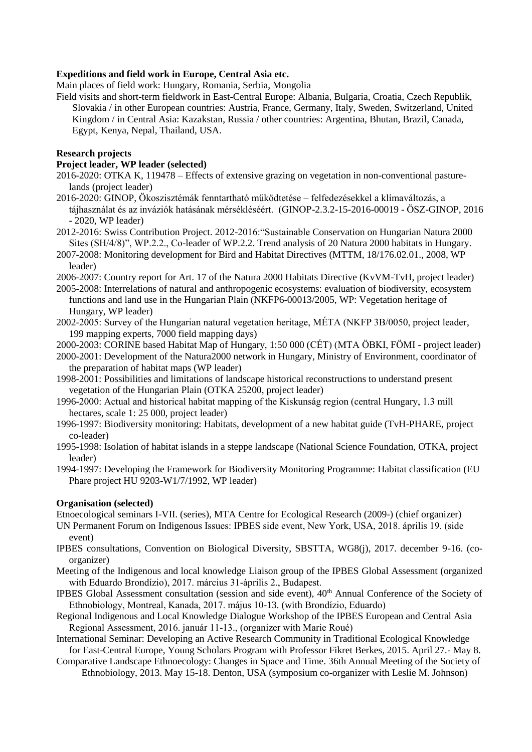**Expeditions and field work in Europe, Central Asia etc.**

Main places of field work: Hungary, Romania, Serbia, Mongolia

Field visits and short-term fieldwork in East-Central Europe: Albania, Bulgaria, Croatia, Czech Republik, Slovakia / in other European countries: Austria, France, Germany, Italy, Sweden, Switzerland, United Kingdom / in Central Asia: Kazakstan, Russia / other countries: Argentina, Bhutan, Brazil, Canada, Egypt, Kenya, Nepal, Thailand, USA.

**Research projects**

**Project leader, WP leader (selected)**

2016-2020: OTKA K, 119478 – Effects of extensive grazing on vegetation in non-conventional pasture-lands (project leader)

2016-2020: GINOP, Ökoszisztémák fenntartható működtetése – felfedezésekkel a klímaváltozás, a tájhasználat és az inváziók hatásának mérsékléséért. (GINOP-2.3.2-15-2016-00019 - ÖSZ-GINOP, 2016 - 2020, WP leader)

2012-2016: Swiss Contribution Project. 2012-2016:"Sustainable Conservation on Hungarian Natura 2000 Sites (SH/4/8)", WP.2.2., Co-leader of WP.2.2. Trend analysis of 20 Natura 2000 habitats in Hungary.

2007-2008: Monitoring development for Bird and Habitat Directives (MTTM, 18/176.02.01., 2008, WP leader)

2006-2007: Country report for Art. 17 of the Natura 2000 Habitats Directive (KvVM-TvH, project leader)

2005-2008: Interrelations of natural and anthropogenic ecosystems: evaluation of biodiversity, ecosystem functions and land use in the Hungarian Plain (NKFP6-00013/2005, WP: Vegetation heritage of Hungary, WP leader)

2002-2005: Survey of the Hungarian natural vegetation heritage, MÉTA (NKFP 3B/0050, project leader, 199 mapping experts, 7000 field mapping days)

2000-2003: CORINE based Habitat Map of Hungary, 1:50 000 (CÉT) (MTA ÖBKI, FÖMI - project leader)

2000-2001: Development of the Natura2000 network in Hungary, Ministry of Environment, coordinator of the preparation of habitat maps (WP leader)

1998-2001: Possibilities and limitations of landscape historical reconstructions to understand present vegetation of the Hungarian Plain (OTKA 25200, project leader)

1996-2000: Actual and historical habitat mapping of the Kiskunság region (central Hungary, 1.3 mill hectares, scale 1: 25 000, project leader)

1996-1997: Biodiversity monitoring: Habitats, development of a new habitat guide (TvH-PHARE, project co-leader)

1995-1998: Isolation of habitat islands in a steppe landscape (National Science Foundation, OTKA, project leader)

1994-1997: Developing the Framework for Biodiversity Monitoring Programme: Habitat classification (EU Phare project HU 9203-W1/7/1992, WP leader)

**Organisation (selected)**

Etnoecological seminars I-VII. (series), MTA Centre for Ecological Research (2009-) (chief organizer)

UN Permanent Forum on Indigenous Issues: IPBES side event, New York, USA, 2018. április 19. (side event)

IPBES consultations, Convention on Biological Diversity, SBSTTA, WG8(j), 2017. december 9-16. (co-organizer)

Meeting of the Indigenous and local knowledge Liaison group of the IPBES Global Assessment (organized with Eduardo Brondízio), 2017. március 31-április 2., Budapest.

IPBES Global Assessment consultation (session and side event), 40th Annual Conference of the Society of Ethnobiology, Montreal, Kanada, 2017. május 10-13. (with Brondízio, Eduardo)

Regional Indigenous and Local Knowledge Dialogue Workshop of the IPBES European and Central Asia Regional Assessment, 2016. január 11-13., (organizer with Marie Roué)

International Seminar: Developing an Active Research Community in Traditional Ecological Knowledge for East-Central Europe, Young Scholars Program with Professor Fikret Berkes, 2015. April 27.- May 8.

Comparative Landscape Ethnoecology: Changes in Space and Time. 36th Annual Meeting of the Society of Ethnobiology, 2013. May 15-18. Denton, USA (symposium co-organizer with Leslie M. Johnson)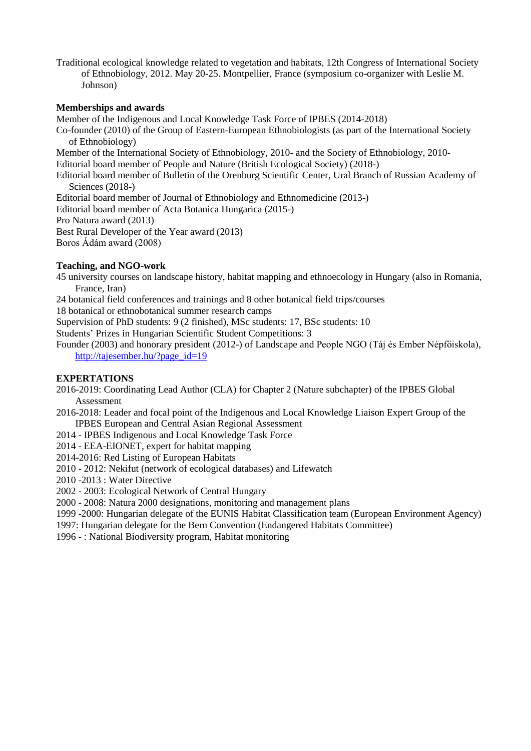Traditional ecological knowledge related to vegetation and habitats, 12th Congress of International Society of Ethnobiology, 2012. May 20-25. Montpellier, France (symposium co-organizer with Leslie M. Johnson)

**Memberships and awards**

Member of the Indigenous and Local Knowledge Task Force of IPBES (2014-2018)

Co-founder (2010) of the Group of Eastern-European Ethnobiologists (as part of the International Society of Ethnobiology)

Member of the International Society of Ethnobiology, 2010- and the Society of Ethnobiology, 2010-

Editorial board member of People and Nature (British Ecological Society) (2018-)

Editorial board member of Bulletin of the Orenburg Scientific Center, Ural Branch of Russian Academy of Sciences (2018-)

Editorial board member of Journal of Ethnobiology and Ethnomedicine (2013-)

Editorial board member of Acta Botanica Hungarica (2015-)

Pro Natura award (2013)

Best Rural Developer of the Year award (2013)

Boros Ádám award (2008)

**Teaching, and NGO-work**

45 university courses on landscape history, habitat mapping and ethnoecology in Hungary (also in Romania, France, Iran)

24 botanical field conferences and trainings and 8 other botanical field trips/courses

18 botanical or ethnobotanical summer research camps

Supervision of PhD students: 9 (2 finished), MSc students: 17, BSc students: 10

Students' Prizes in Hungarian Scientific Student Competitions: 3

Founder (2003) and honorary president (2012-) of Landscape and People NGO (Táj és Ember Népfőiskola), http://tajesember.hu/?page_id=19

**EXPERTATIONS**

2016-2019: Coordinating Lead Author (CLA) for Chapter 2 (Nature subchapter) of the IPBES Global Assessment

2016-2018: Leader and focal point of the Indigenous and Local Knowledge Liaison Expert Group of the IPBES European and Central Asian Regional Assessment

2014 - IPBES Indigenous and Local Knowledge Task Force

2014 - EEA-EIONET, expert for habitat mapping

2014-2016: Red Listing of European Habitats

2010 - 2012: Nekifut (network of ecological databases) and Lifewatch

2010 -2013 : Water Directive

2002 - 2003: Ecological Network of Central Hungary

2000 - 2008: Natura 2000 designations, monitoring and management plans

1999 -2000: Hungarian delegate of the EUNIS Habitat Classification team (European Environment Agency)

1997: Hungarian delegate for the Bern Convention (Endangered Habitats Committee)

1996 - : National Biodiversity program, Habitat monitoring